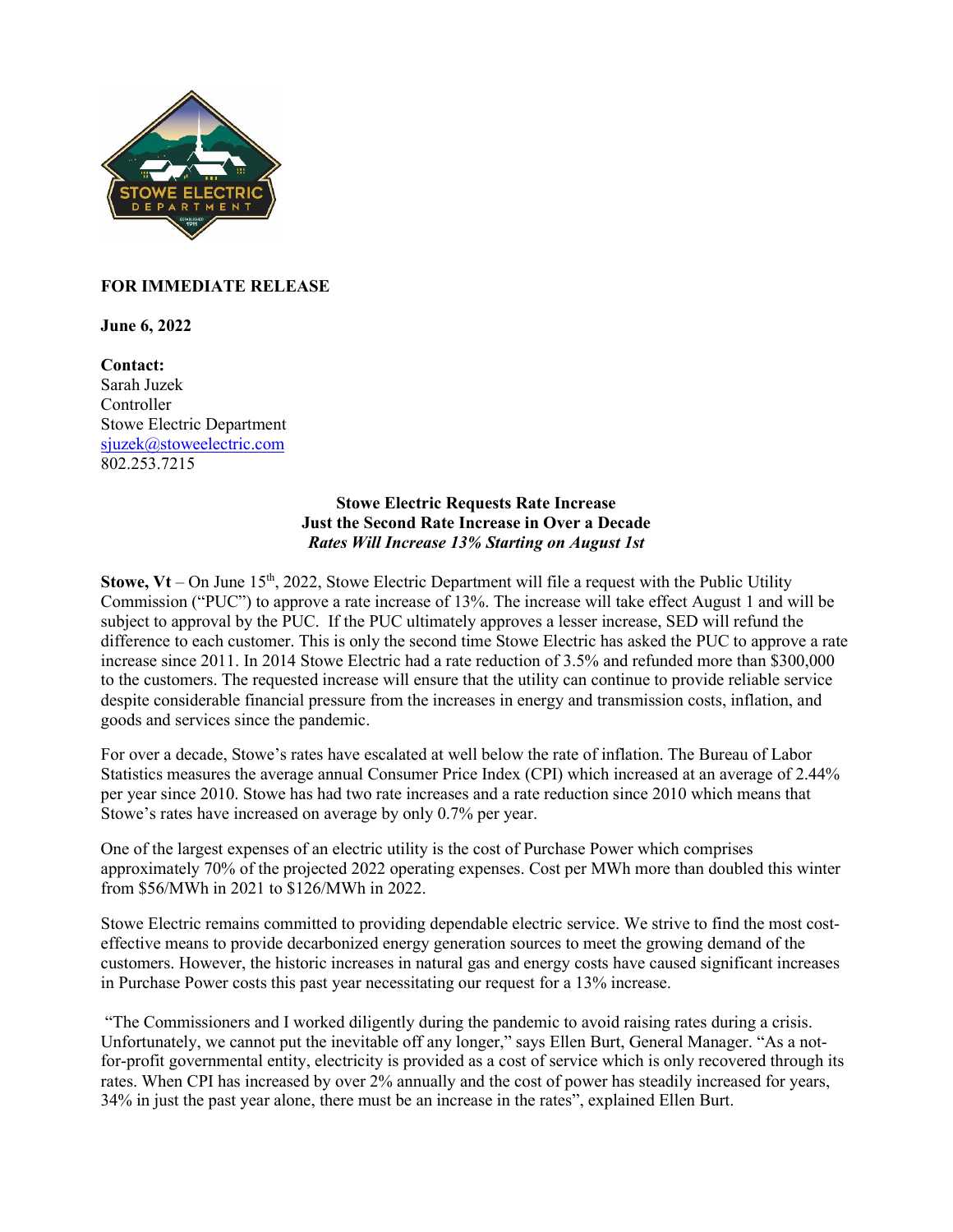**FOR IMMEDIATE RELEASE**

**June 6, 2022**

**Contact:**
Sarah Juzek
Controller
Stowe Electric Department
[sjuzek@stoweelectric.com](mailto:sjuzek@stoweelectric.com)
802.253.7215

**Stowe Electric Requests Rate Increase**
**Just the Second Rate Increase in Over a Decade**
***Rates Will Increase 13% Starting on August 1st***

**Stowe, Vt** – On June 15th, 2022, Stowe Electric Department will file a request with the Public Utility Commission ("PUC") to approve a rate increase of 13%. The increase will take effect August 1 and will be subject to approval by the PUC. If the PUC ultimately approves a lesser increase, SED will refund the difference to each customer. This is only the second time Stowe Electric has asked the PUC to approve a rate increase since 2011. In 2014 Stowe Electric had a rate reduction of 3.5% and refunded more than $300,000 to the customers. The requested increase will ensure that the utility can continue to provide reliable service despite considerable financial pressure from the increases in energy and transmission costs, inflation, and goods and services since the pandemic.

For over a decade, Stowe's rates have escalated at well below the rate of inflation. The Bureau of Labor Statistics measures the average annual Consumer Price Index (CPI) which increased at an average of 2.44% per year since 2010. Stowe has had two rate increases and a rate reduction since 2010 which means that Stowe's rates have increased on average by only 0.7% per year.

One of the largest expenses of an electric utility is the cost of Purchase Power which comprises approximately 70% of the projected 2022 operating expenses. Cost per MWh more than doubled this winter from $56/MWh in 2021 to $126/MWh in 2022.

Stowe Electric remains committed to providing dependable electric service. We strive to find the most cost-effective means to provide decarbonized energy generation sources to meet the growing demand of the customers. However, the historic increases in natural gas and energy costs have caused significant increases in Purchase Power costs this past year necessitating our request for a 13% increase.

"The Commissioners and I worked diligently during the pandemic to avoid raising rates during a crisis. Unfortunately, we cannot put the inevitable off any longer," says Ellen Burt, General Manager. "As a not-for-profit governmental entity, electricity is provided as a cost of service which is only recovered through its rates. When CPI has increased by over 2% annually and the cost of power has steadily increased for years, 34% in just the past year alone, there must be an increase in the rates", explained Ellen Burt.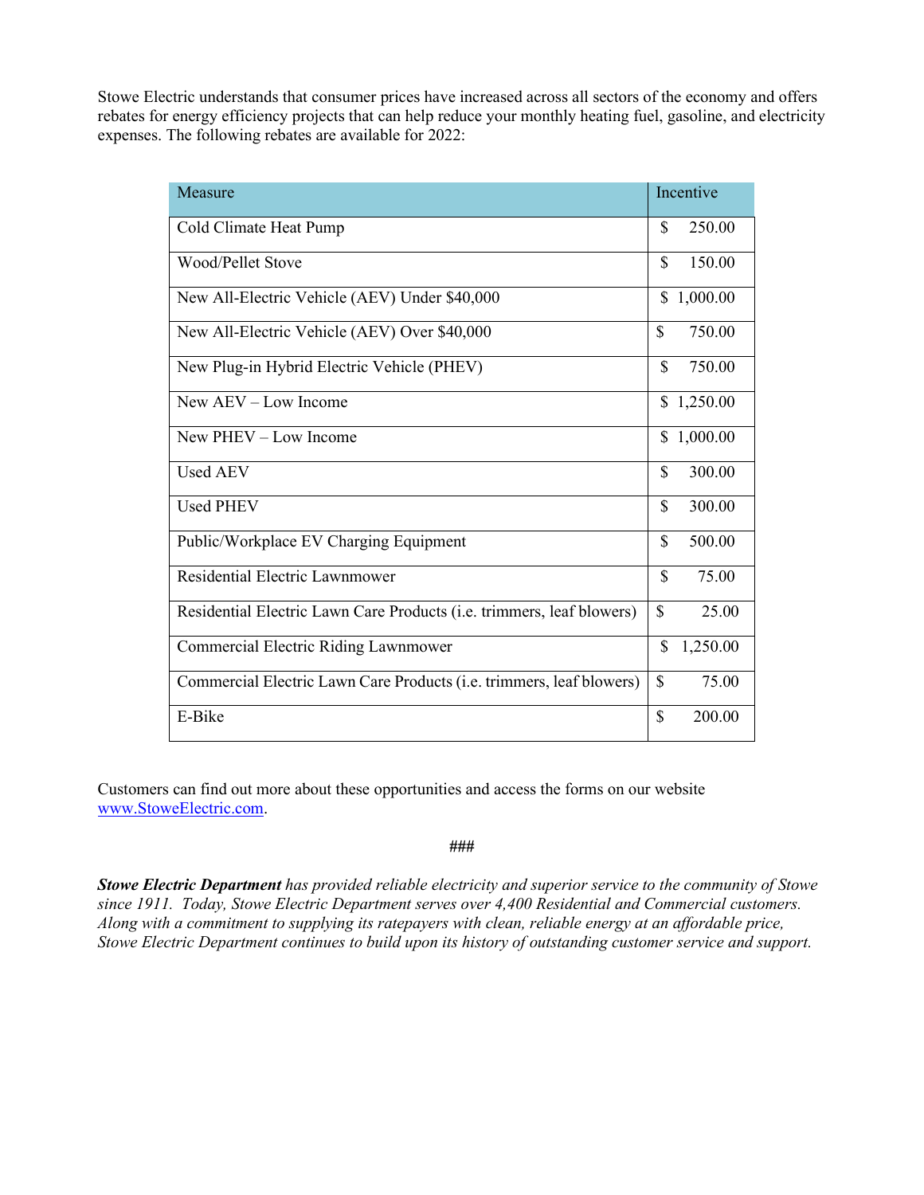Stowe Electric understands that consumer prices have increased across all sectors of the economy and offers rebates for energy efficiency projects that can help reduce your monthly heating fuel, gasoline, and electricity expenses. The following rebates are available for 2022:

| Measure | Incentive |
|---|---|
| Cold Climate Heat Pump | $ 250.00 |
| Wood/Pellet Stove | $ 150.00 |
| New All-Electric Vehicle (AEV) Under $40,000 | $ 1,000.00 |
| New All-Electric Vehicle (AEV) Over $40,000 | $ 750.00 |
| New Plug-in Hybrid Electric Vehicle (PHEV) | $ 750.00 |
| New AEV – Low Income | $ 1,250.00 |
| New PHEV – Low Income | $ 1,000.00 |
| Used AEV | $ 300.00 |
| Used PHEV | $ 300.00 |
| Public/Workplace EV Charging Equipment | $ 500.00 |
| Residential Electric Lawnmower | $ 75.00 |
| Residential Electric Lawn Care Products (i.e. trimmers, leaf blowers) | $ 25.00 |
| Commercial Electric Riding Lawnmower | $ 1,250.00 |
| Commercial Electric Lawn Care Products (i.e. trimmers, leaf blowers) | $ 75.00 |
| E-Bike | $ 200.00 |

Customers can find out more about these opportunities and access the forms on our website [www.StoweElectric.com](http://www.StoweElectric.com).

###

***Stowe Electric Department** has provided reliable electricity and superior service to the community of Stowe since 1911. Today, Stowe Electric Department serves over 4,400 Residential and Commercial customers. Along with a commitment to supplying its ratepayers with clean, reliable energy at an affordable price, Stowe Electric Department continues to build upon its history of outstanding customer service and support.*